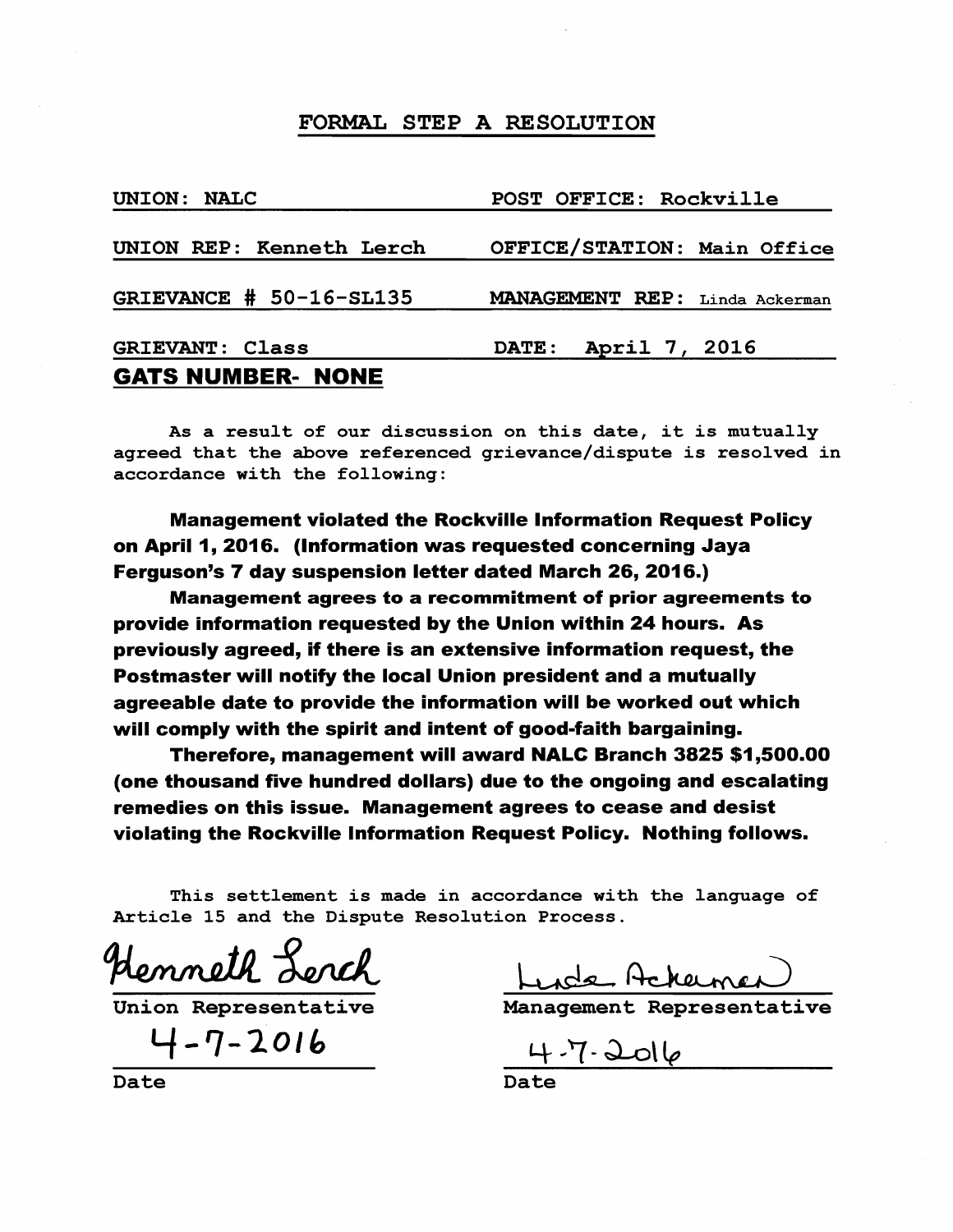# FORMAL STEP A RESOLUTION

| | |
|---|---|
| UNION: NALC | POST OFFICE: Rockville |
| UNION REP: Kenneth Lerch | OFFICE/STATION: Main Office |
| GRIEVANCE # 50-16-SL135 | MANAGEMENT REP: Linda Ackerman |
| GRIEVANT: Class | DATE: April 7, 2016 |

**GATS NUMBER- NONE**

As a result of our discussion on this date, it is mutually agreed that the above referenced grievance/dispute is resolved in accordance with the following:

**Management violated the Rockville Information Request Policy on April 1, 2016. (Information was requested concerning Jaya Ferguson's 7 day suspension letter dated March 26, 2016.)**

**Management agrees to a recommitment of prior agreements to provide information requested by the Union within 24 hours. As previously agreed, if there is an extensive information request, the Postmaster will notify the local Union president and a mutually agreeable date to provide the information will be worked out which will comply with the spirit and intent of good-faith bargaining.**

**Therefore, management will award NALC Branch 3825 $1,500.00 (one thousand five hundred dollars) due to the ongoing and escalating remedies on this issue. Management agrees to cease and desist violating the Rockville Information Request Policy. Nothing follows.**

This settlement is made in accordance with the language of Article 15 and the Dispute Resolution Process.

| | |
|---|---|
| Kenneth Lerch | Linda Ackerman |
| Union Representative | Management Representative |
| 4-7-2016 | 4-7-2016 |
| Date | Date |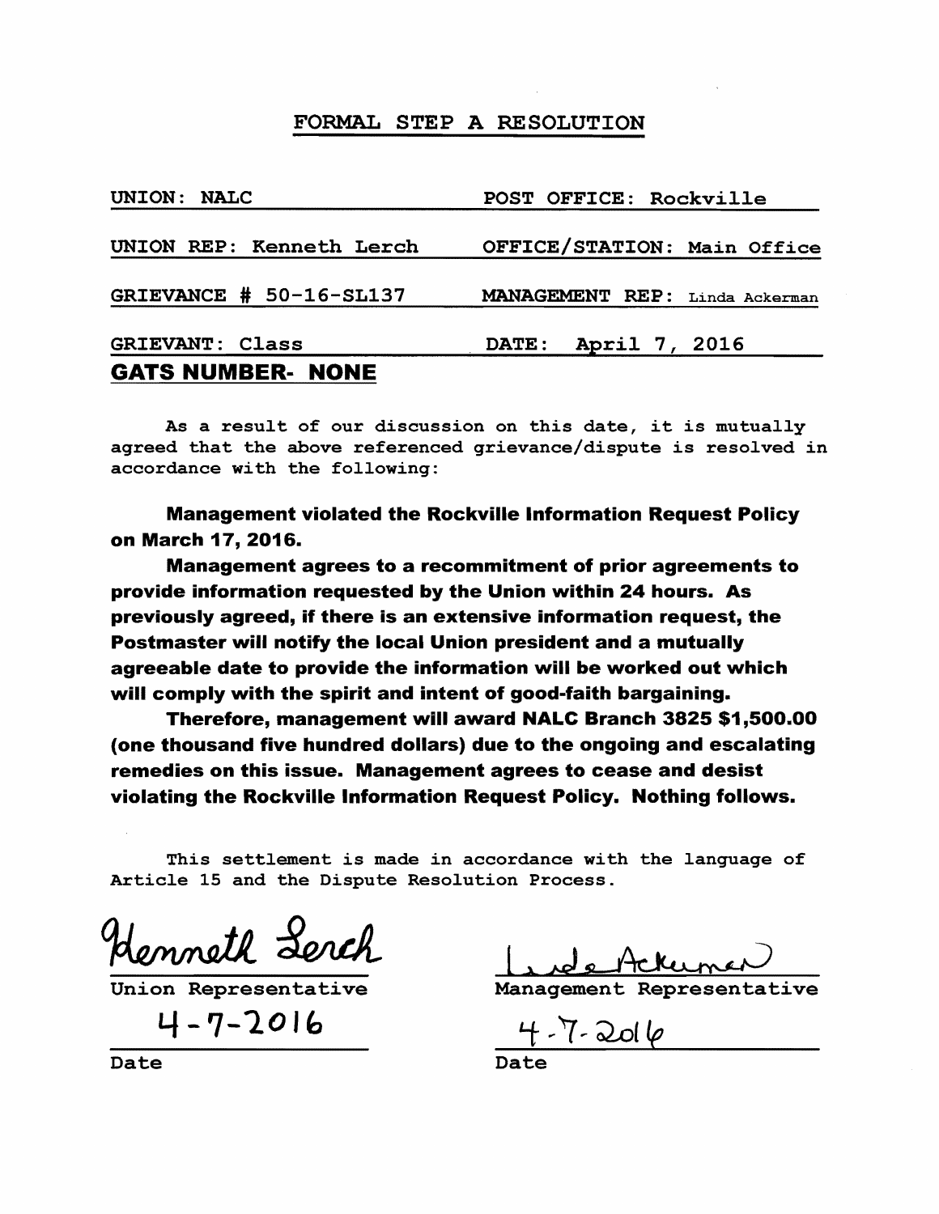# FORMAL STEP A RESOLUTION

| | |
|---|---|
| UNION: NALC | POST OFFICE: Rockville |
| UNION REP: Kenneth Lerch | OFFICE/STATION: Main Office |
| GRIEVANCE # 50-16-SL137 | MANAGEMENT REP: Linda Ackerman |
| GRIEVANT: Class | DATE: April 7, 2016 |

**GATS NUMBER- NONE**

As a result of our discussion on this date, it is mutually agreed that the above referenced grievance/dispute is resolved in accordance with the following:

**Management violated the Rockville Information Request Policy on March 17, 2016.**

**Management agrees to a recommitment of prior agreements to provide information requested by the Union within 24 hours. As previously agreed, if there is an extensive information request, the Postmaster will notify the local Union president and a mutually agreeable date to provide the information will be worked out which will comply with the spirit and intent of good-faith bargaining.**

**Therefore, management will award NALC Branch 3825 $1,500.00 (one thousand five hundred dollars) due to the ongoing and escalating remedies on this issue. Management agrees to cease and desist violating the Rockville Information Request Policy. Nothing follows.**

This settlement is made in accordance with the language of Article 15 and the Dispute Resolution Process.

| | |
|---|---|
| Kenneth Lerch | Linda Ackerman |
| Union Representative | Management Representative |
| 4-7-2016 | 4-7-2016 |
| Date | Date |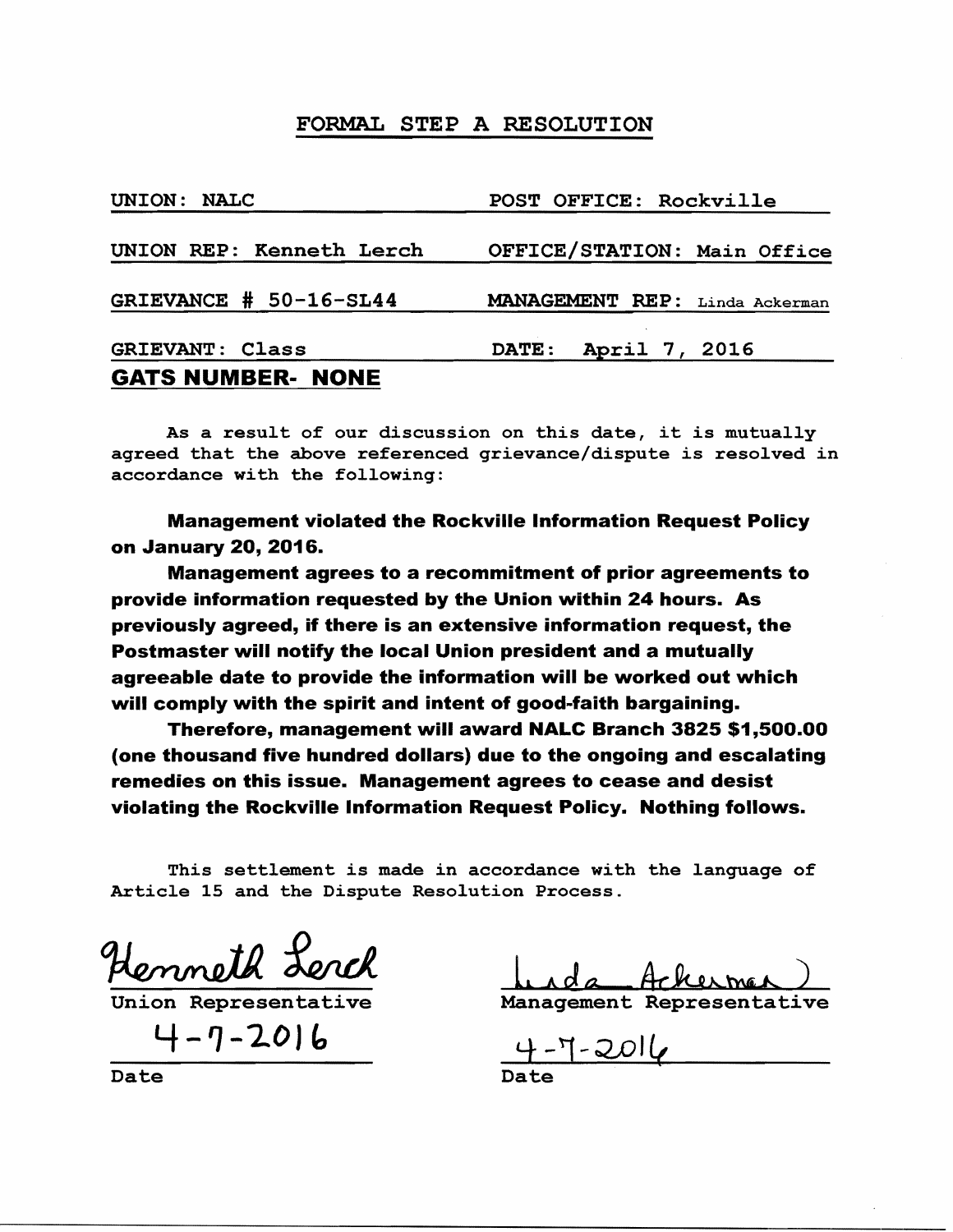# FORMAL STEP A RESOLUTION

| | |
|---|---|
| UNION: NALC | POST OFFICE: Rockville |
| UNION REP: Kenneth Lerch | OFFICE/STATION: Main Office |
| GRIEVANCE # 50-16-SL44 | MANAGEMENT REP: Linda Ackerman |
| GRIEVANT: Class | DATE: April 7, 2016 |

**GATS NUMBER- NONE**

As a result of our discussion on this date, it is mutually agreed that the above referenced grievance/dispute is resolved in accordance with the following:

**Management violated the Rockville Information Request Policy on January 20, 2016.**

**Management agrees to a recommitment of prior agreements to provide information requested by the Union within 24 hours. As previously agreed, if there is an extensive information request, the Postmaster will notify the local Union president and a mutually agreeable date to provide the information will be worked out which will comply with the spirit and intent of good-faith bargaining.**

**Therefore, management will award NALC Branch 3825 $1,500.00 (one thousand five hundred dollars) due to the ongoing and escalating remedies on this issue. Management agrees to cease and desist violating the Rockville Information Request Policy. Nothing follows.**

This settlement is made in accordance with the language of Article 15 and the Dispute Resolution Process.

| | |
|---|---|
| Kenneth Lerch | Linda Ackerman |
| Union Representative | Management Representative |
| 4-7-2016 | 4-7-2016 |
| Date | Date |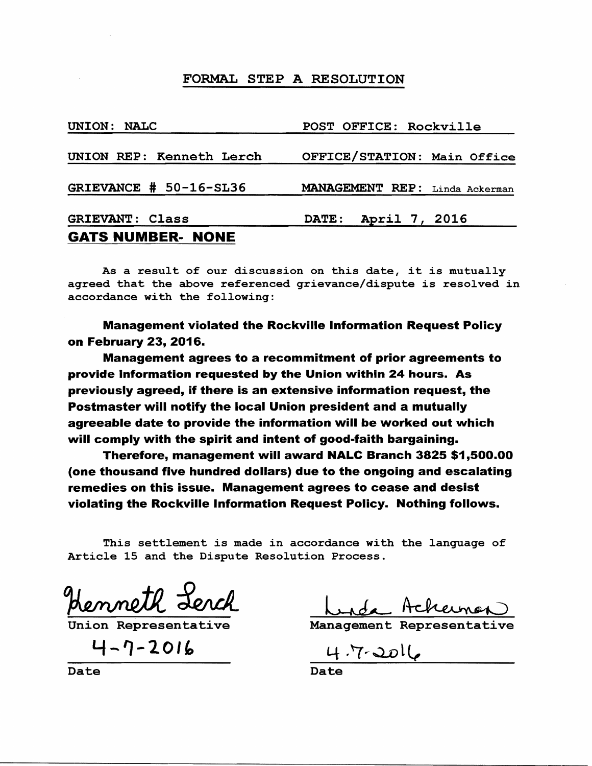# FORMAL STEP A RESOLUTION

| | |
|---|---|
| UNION: NALC | POST OFFICE: Rockville |
| UNION REP: Kenneth Lerch | OFFICE/STATION: Main Office |
| GRIEVANCE # 50-16-SL36 | MANAGEMENT REP: Linda Ackerman |
| GRIEVANT: Class | DATE: April 7, 2016 |

**GATS NUMBER- NONE**

As a result of our discussion on this date, it is mutually agreed that the above referenced grievance/dispute is resolved in accordance with the following:

**Management violated the Rockville Information Request Policy on February 23, 2016.**

**Management agrees to a recommitment of prior agreements to provide information requested by the Union within 24 hours. As previously agreed, if there is an extensive information request, the Postmaster will notify the local Union president and a mutually agreeable date to provide the information will be worked out which will comply with the spirit and intent of good-faith bargaining.**

**Therefore, management will award NALC Branch 3825 $1,500.00 (one thousand five hundred dollars) due to the ongoing and escalating remedies on this issue. Management agrees to cease and desist violating the Rockville Information Request Policy. Nothing follows.**

This settlement is made in accordance with the language of Article 15 and the Dispute Resolution Process.

| | |
|---|---|
| Kenneth Lerch | Linda Ackerman |
| Union Representative | Management Representative |
| 4-7-2016 | 4.7-2016 |
| Date | Date |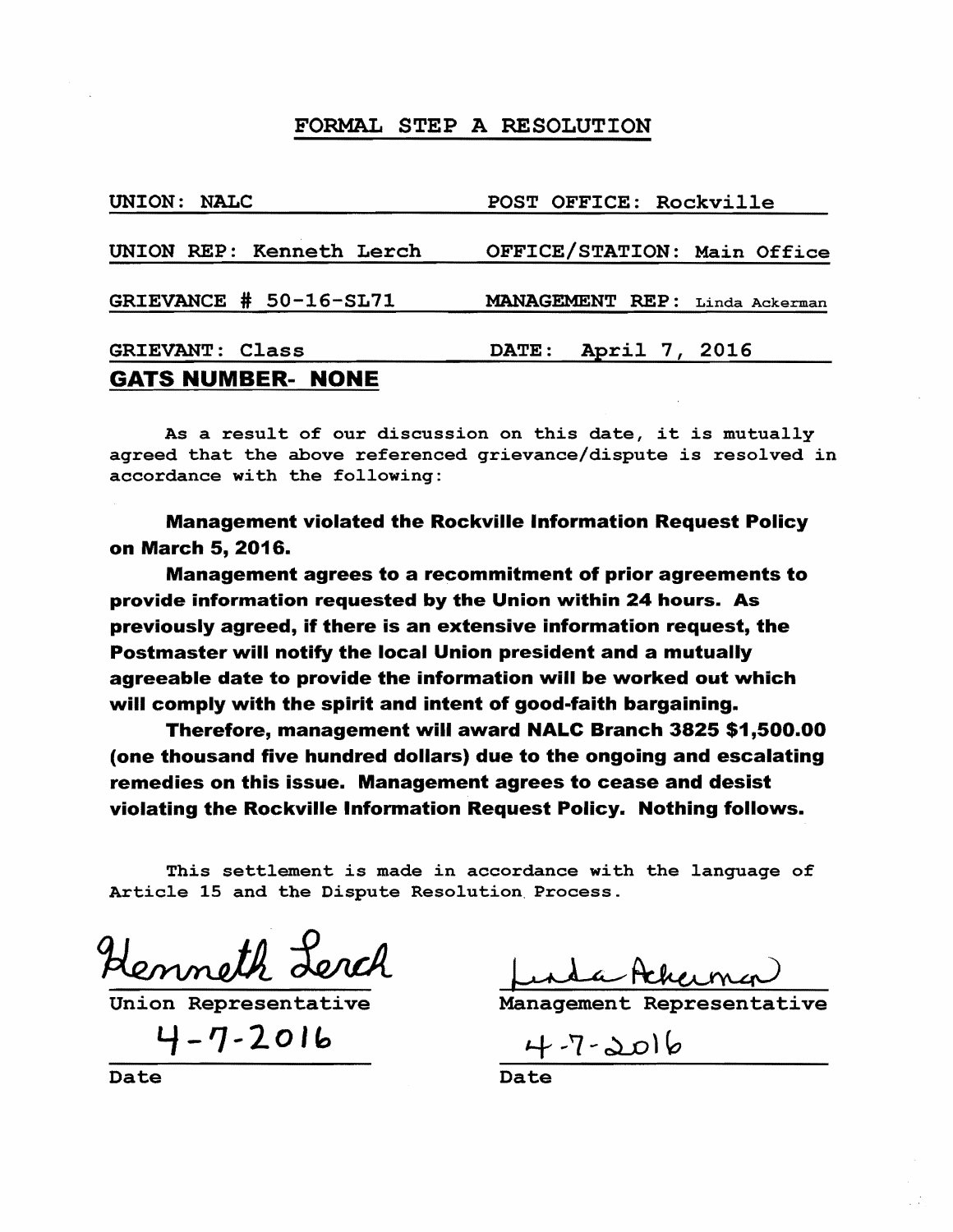# FORMAL STEP A RESOLUTION

| | |
|---|---|
| UNION: NALC | POST OFFICE: Rockville |
| UNION REP: Kenneth Lerch | OFFICE/STATION: Main Office |
| GRIEVANCE # 50-16-SL71 | MANAGEMENT REP: Linda Ackerman |
| GRIEVANT: Class | DATE: April 7, 2016 |

**GATS NUMBER- NONE**

As a result of our discussion on this date, it is mutually agreed that the above referenced grievance/dispute is resolved in accordance with the following:

**Management violated the Rockville Information Request Policy on March 5, 2016.**

**Management agrees to a recommitment of prior agreements to provide information requested by the Union within 24 hours. As previously agreed, if there is an extensive information request, the Postmaster will notify the local Union president and a mutually agreeable date to provide the information will be worked out which will comply with the spirit and intent of good-faith bargaining.**

**Therefore, management will award NALC Branch 3825 $1,500.00 (one thousand five hundred dollars) due to the ongoing and escalating remedies on this issue. Management agrees to cease and desist violating the Rockville Information Request Policy. Nothing follows.**

This settlement is made in accordance with the language of Article 15 and the Dispute Resolution Process.

| | |
|---|---|
| Kenneth Lerch | Linda Ackerman |
| Union Representative | Management Representative |
| 4-7-2016 | 4-7-2016 |
| Date | Date |